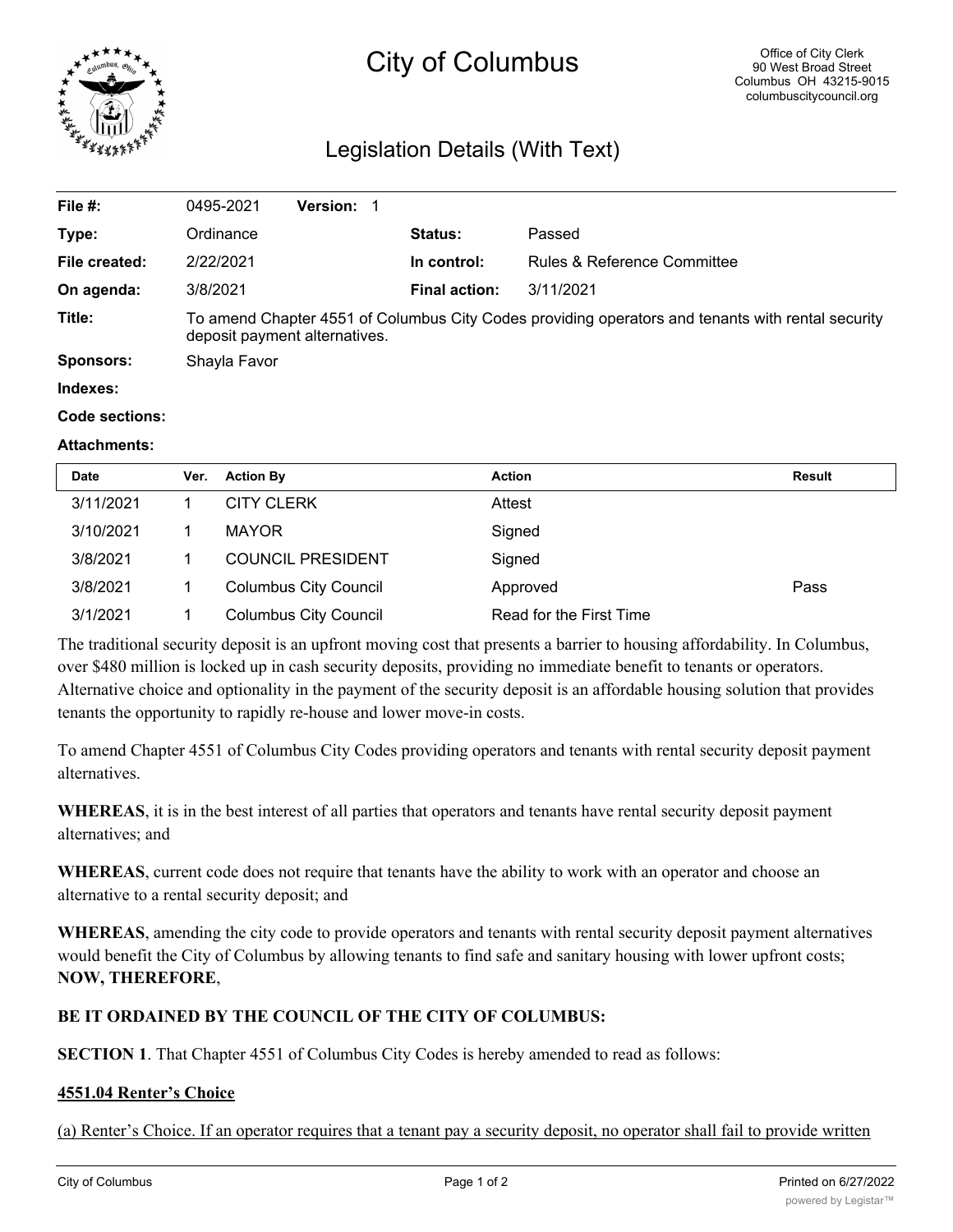# City of Columbus

Office of City Clerk
90 West Broad Street
Columbus OH 43215-9015
columbuscitycouncil.org

## Legislation Details (With Text)

| | | | |
|---|---|---|---|
| **File #:** | 0495-2021 **Version:** 1 | | |
| **Type:** | Ordinance | **Status:** | Passed |
| **File created:** | 2/22/2021 | **In control:** | Rules & Reference Committee |
| **On agenda:** | 3/8/2021 | **Final action:** | 3/11/2021 |
| **Title:** | To amend Chapter 4551 of Columbus City Codes providing operators and tenants with rental security deposit payment alternatives. | | |
| **Sponsors:** | Shayla Favor | | |
| **Indexes:** | | | |
| **Code sections:** | | | |
| **Attachments:** | | | |

| Date | Ver. | Action By | Action | Result |
|---|---|---|---|---|
| 3/11/2021 | 1 | CITY CLERK | Attest | |
| 3/10/2021 | 1 | MAYOR | Signed | |
| 3/8/2021 | 1 | COUNCIL PRESIDENT | Signed | |
| 3/8/2021 | 1 | Columbus City Council | Approved | Pass |
| 3/1/2021 | 1 | Columbus City Council | Read for the First Time | |

The traditional security deposit is an upfront moving cost that presents a barrier to housing affordability. In Columbus, over $480 million is locked up in cash security deposits, providing no immediate benefit to tenants or operators. Alternative choice and optionality in the payment of the security deposit is an affordable housing solution that provides tenants the opportunity to rapidly re-house and lower move-in costs.

To amend Chapter 4551 of Columbus City Codes providing operators and tenants with rental security deposit payment alternatives.

**WHEREAS**, it is in the best interest of all parties that operators and tenants have rental security deposit payment alternatives; and

**WHEREAS**, current code does not require that tenants have the ability to work with an operator and choose an alternative to a rental security deposit; and

**WHEREAS**, amending the city code to provide operators and tenants with rental security deposit payment alternatives would benefit the City of Columbus by allowing tenants to find safe and sanitary housing with lower upfront costs; **NOW, THEREFORE**,

**BE IT ORDAINED BY THE COUNCIL OF THE CITY OF COLUMBUS:**

**SECTION 1**. That Chapter 4551 of Columbus City Codes is hereby amended to read as follows:

**4551.04 Renter's Choice**

(a) Renter's Choice. If an operator requires that a tenant pay a security deposit, no operator shall fail to provide written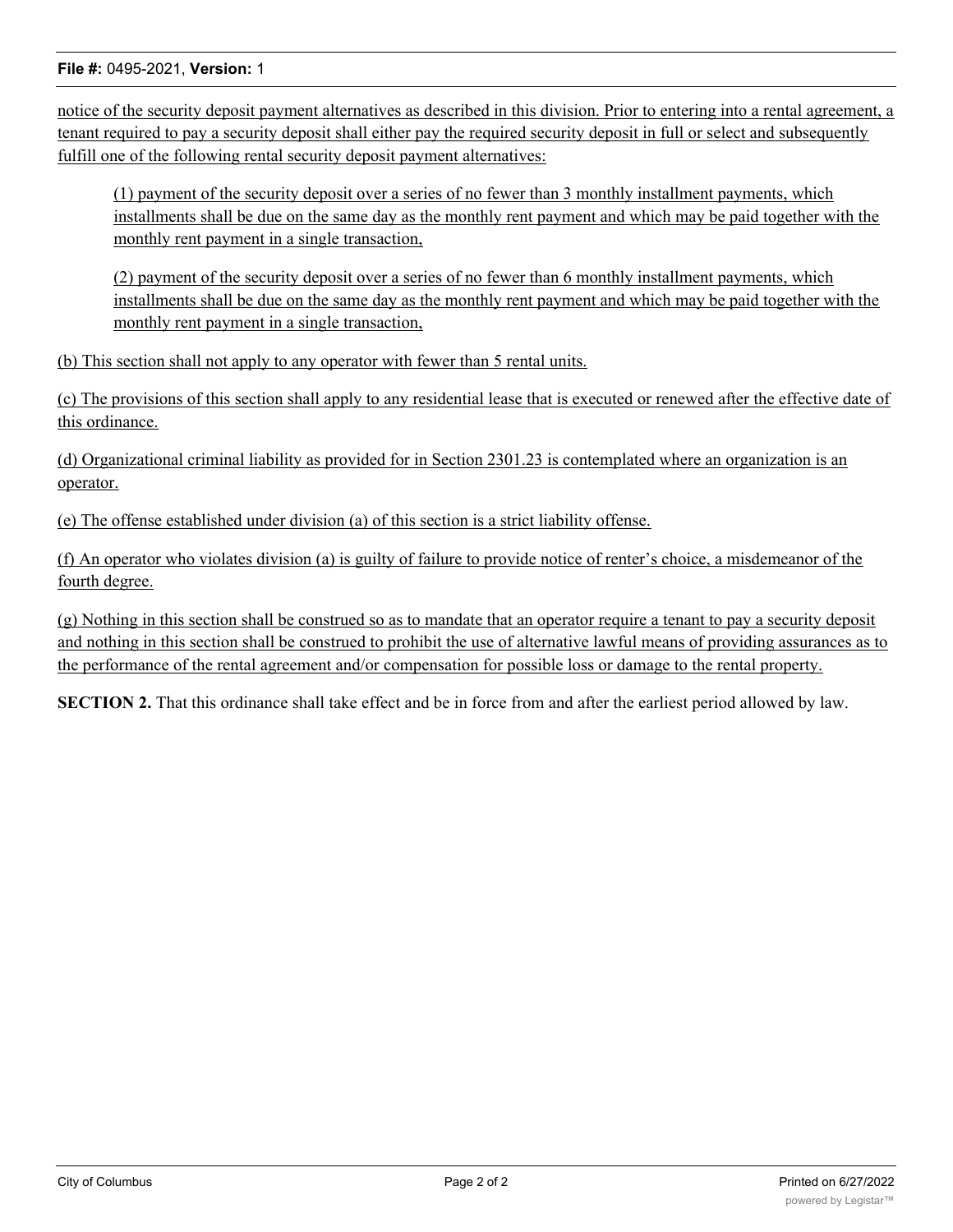notice of the security deposit payment alternatives as described in this division. Prior to entering into a rental agreement, a tenant required to pay a security deposit shall either pay the required security deposit in full or select and subsequently fulfill one of the following rental security deposit payment alternatives:

(1) payment of the security deposit over a series of no fewer than 3 monthly installment payments, which installments shall be due on the same day as the monthly rent payment and which may be paid together with the monthly rent payment in a single transaction,

(2) payment of the security deposit over a series of no fewer than 6 monthly installment payments, which installments shall be due on the same day as the monthly rent payment and which may be paid together with the monthly rent payment in a single transaction,

(b) This section shall not apply to any operator with fewer than 5 rental units.

(c) The provisions of this section shall apply to any residential lease that is executed or renewed after the effective date of this ordinance.

(d) Organizational criminal liability as provided for in Section 2301.23 is contemplated where an organization is an operator.

(e) The offense established under division (a) of this section is a strict liability offense.

(f) An operator who violates division (a) is guilty of failure to provide notice of renter's choice, a misdemeanor of the fourth degree.

(g) Nothing in this section shall be construed so as to mandate that an operator require a tenant to pay a security deposit and nothing in this section shall be construed to prohibit the use of alternative lawful means of providing assurances as to the performance of the rental agreement and/or compensation for possible loss or damage to the rental property.

**SECTION 2.** That this ordinance shall take effect and be in force from and after the earliest period allowed by law.